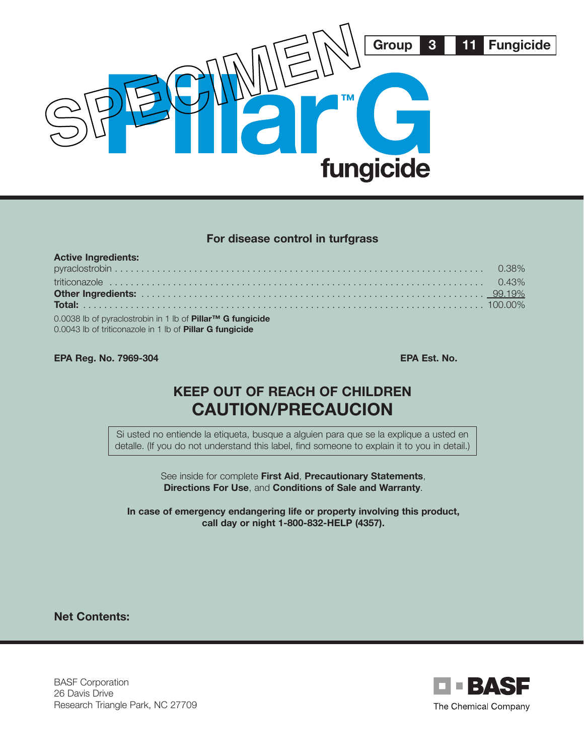Group 3 11 Fungicide

SPECIMEN

# Pillar™ G fungicide

## For disease control in turfgrass

| **Active Ingredients:** | |
|---|---|
| pyraclostrobin | 0.38% |
| triticonazole | 0.43% |
| **Other Ingredients:** | 99.19% |
| **Total:** | 100.00% |

0.0038 lb of pyraclostrobin in 1 lb of **Pillar™ G fungicide**
0.0043 lb of triticonazole in 1 lb of **Pillar G fungicide**

**EPA Reg. No. 7969-304** **EPA Est. No.**

## KEEP OUT OF REACH OF CHILDREN
## CAUTION/PRECAUCION

Si usted no entiende la etiqueta, busque a alguien para que se la explique a usted en detalle. (If you do not understand this label, find someone to explain it to you in detail.)

See inside for complete **First Aid**, **Precautionary Statements**, **Directions For Use**, and **Conditions of Sale and Warranty**.

**In case of emergency endangering life or property involving this product, call day or night 1-800-832-HELP (4357).**

**Net Contents:**

BASF Corporation
26 Davis Drive
Research Triangle Park, NC 27709

BASF
The Chemical Company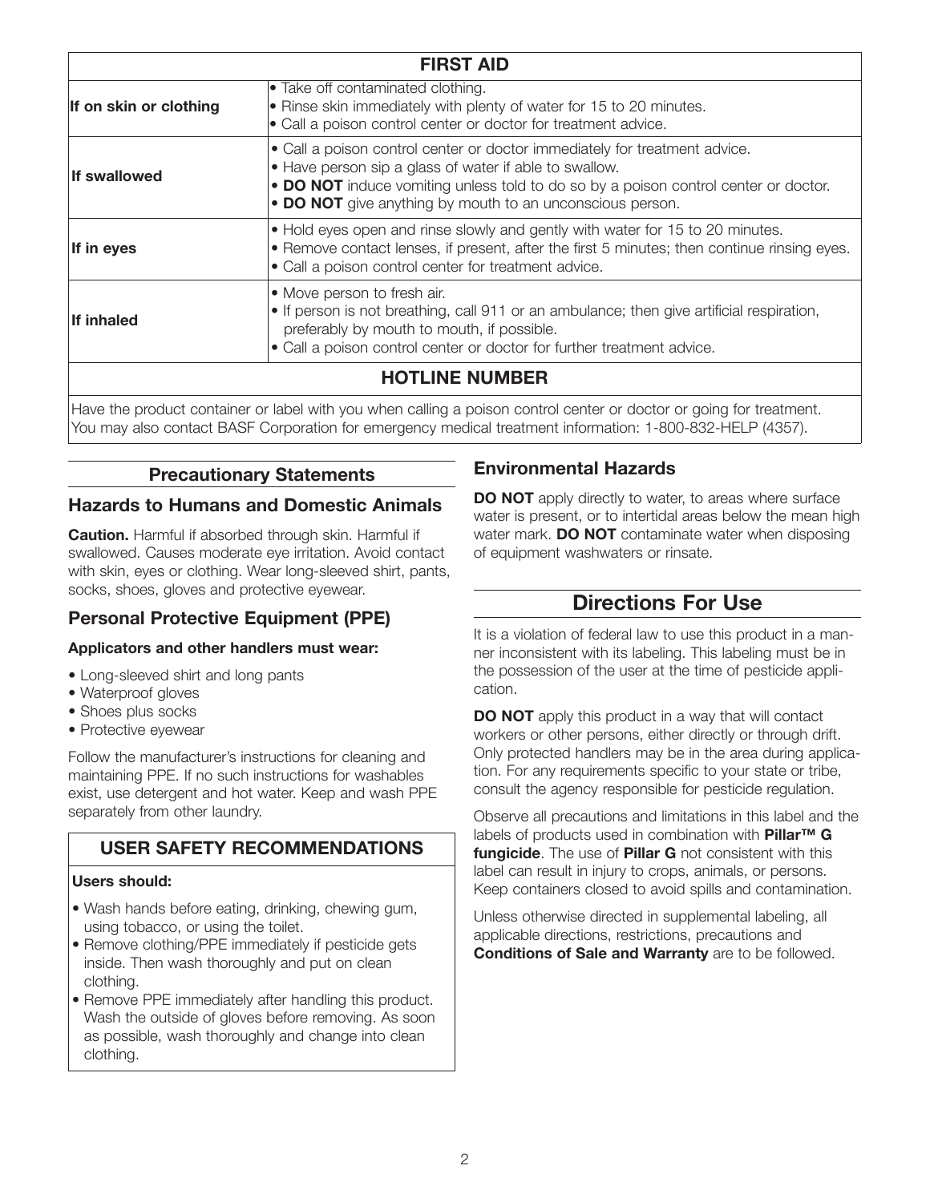| FIRST AID | |
|---|---|
| **If on skin or clothing** | • Take off contaminated clothing.<br>• Rinse skin immediately with plenty of water for 15 to 20 minutes.<br>• Call a poison control center or doctor for treatment advice. |
| **If swallowed** | • Call a poison control center or doctor immediately for treatment advice.<br>• Have person sip a glass of water if able to swallow.<br>• **DO NOT** induce vomiting unless told to do so by a poison control center or doctor.<br>• **DO NOT** give anything by mouth to an unconscious person. |
| **If in eyes** | • Hold eyes open and rinse slowly and gently with water for 15 to 20 minutes.<br>• Remove contact lenses, if present, after the first 5 minutes; then continue rinsing eyes.<br>• Call a poison control center for treatment advice. |
| **If inhaled** | • Move person to fresh air.<br>• If person is not breathing, call 911 or an ambulance; then give artificial respiration, preferably by mouth to mouth, if possible.<br>• Call a poison control center or doctor for further treatment advice. |
| **HOTLINE NUMBER** | |
| Have the product container or label with you when calling a poison control center or doctor or going for treatment. You may also contact BASF Corporation for emergency medical treatment information: 1-800-832-HELP (4357). | |

## Precautionary Statements

### Hazards to Humans and Domestic Animals

**Caution.** Harmful if absorbed through skin. Harmful if swallowed. Causes moderate eye irritation. Avoid contact with skin, eyes or clothing. Wear long-sleeved shirt, pants, socks, shoes, gloves and protective eyewear.

### Personal Protective Equipment (PPE)

**Applicators and other handlers must wear:**

- Long-sleeved shirt and long pants
- Waterproof gloves
- Shoes plus socks
- Protective eyewear

Follow the manufacturer's instructions for cleaning and maintaining PPE. If no such instructions for washables exist, use detergent and hot water. Keep and wash PPE separately from other laundry.

### USER SAFETY RECOMMENDATIONS

**Users should:**

- Wash hands before eating, drinking, chewing gum, using tobacco, or using the toilet.
- Remove clothing/PPE immediately if pesticide gets inside. Then wash thoroughly and put on clean clothing.
- Remove PPE immediately after handling this product. Wash the outside of gloves before removing. As soon as possible, wash thoroughly and change into clean clothing.

### Environmental Hazards

**DO NOT** apply directly to water, to areas where surface water is present, or to intertidal areas below the mean high water mark. **DO NOT** contaminate water when disposing of equipment washwaters or rinsate.

## Directions For Use

It is a violation of federal law to use this product in a manner inconsistent with its labeling. This labeling must be in the possession of the user at the time of pesticide application.

**DO NOT** apply this product in a way that will contact workers or other persons, either directly or through drift. Only protected handlers may be in the area during application. For any requirements specific to your state or tribe, consult the agency responsible for pesticide regulation.

Observe all precautions and limitations in this label and the labels of products used in combination with **Pillar™ G fungicide**. The use of **Pillar G** not consistent with this label can result in injury to crops, animals, or persons. Keep containers closed to avoid spills and contamination.

Unless otherwise directed in supplemental labeling, all applicable directions, restrictions, precautions and **Conditions of Sale and Warranty** are to be followed.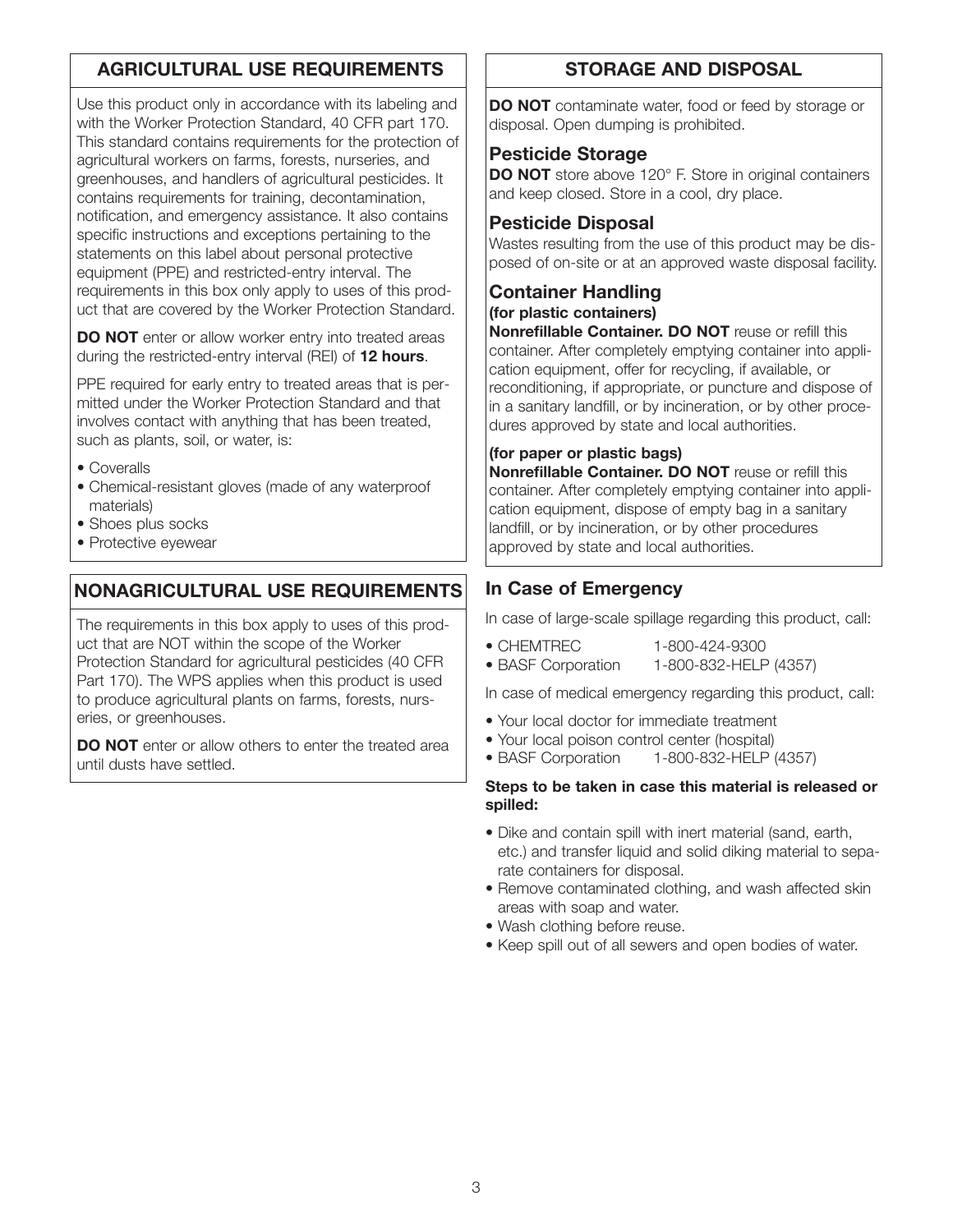## AGRICULTURAL USE REQUIREMENTS

Use this product only in accordance with its labeling and with the Worker Protection Standard, 40 CFR part 170. This standard contains requirements for the protection of agricultural workers on farms, forests, nurseries, and greenhouses, and handlers of agricultural pesticides. It contains requirements for training, decontamination, notification, and emergency assistance. It also contains specific instructions and exceptions pertaining to the statements on this label about personal protective equipment (PPE) and restricted-entry interval. The requirements in this box only apply to uses of this product that are covered by the Worker Protection Standard.

**DO NOT** enter or allow worker entry into treated areas during the restricted-entry interval (REI) of **12 hours**.

PPE required for early entry to treated areas that is permitted under the Worker Protection Standard and that involves contact with anything that has been treated, such as plants, soil, or water, is:

- Coveralls
- Chemical-resistant gloves (made of any waterproof materials)
- Shoes plus socks
- Protective eyewear

## NONAGRICULTURAL USE REQUIREMENTS

The requirements in this box apply to uses of this product that are NOT within the scope of the Worker Protection Standard for agricultural pesticides (40 CFR Part 170). The WPS applies when this product is used to produce agricultural plants on farms, forests, nurseries, or greenhouses.

**DO NOT** enter or allow others to enter the treated area until dusts have settled.

## STORAGE AND DISPOSAL

**DO NOT** contaminate water, food or feed by storage or disposal. Open dumping is prohibited.

### Pesticide Storage

**DO NOT** store above 120° F. Store in original containers and keep closed. Store in a cool, dry place.

### Pesticide Disposal

Wastes resulting from the use of this product may be disposed of on-site or at an approved waste disposal facility.

### Container Handling

**(for plastic containers)**

**Nonrefillable Container. DO NOT** reuse or refill this container. After completely emptying container into application equipment, offer for recycling, if available, or reconditioning, if appropriate, or puncture and dispose of in a sanitary landfill, or by incineration, or by other procedures approved by state and local authorities.

**(for paper or plastic bags)**

**Nonrefillable Container. DO NOT** reuse or refill this container. After completely emptying container into application equipment, dispose of empty bag in a sanitary landfill, or by incineration, or by other procedures approved by state and local authorities.

### In Case of Emergency

In case of large-scale spillage regarding this product, call:

- CHEMTREC 1-800-424-9300
- BASF Corporation 1-800-832-HELP (4357)

In case of medical emergency regarding this product, call:

- Your local doctor for immediate treatment
- Your local poison control center (hospital)
- BASF Corporation 1-800-832-HELP (4357)

**Steps to be taken in case this material is released or spilled:**

- Dike and contain spill with inert material (sand, earth, etc.) and transfer liquid and solid diking material to separate containers for disposal.
- Remove contaminated clothing, and wash affected skin areas with soap and water.
- Wash clothing before reuse.
- Keep spill out of all sewers and open bodies of water.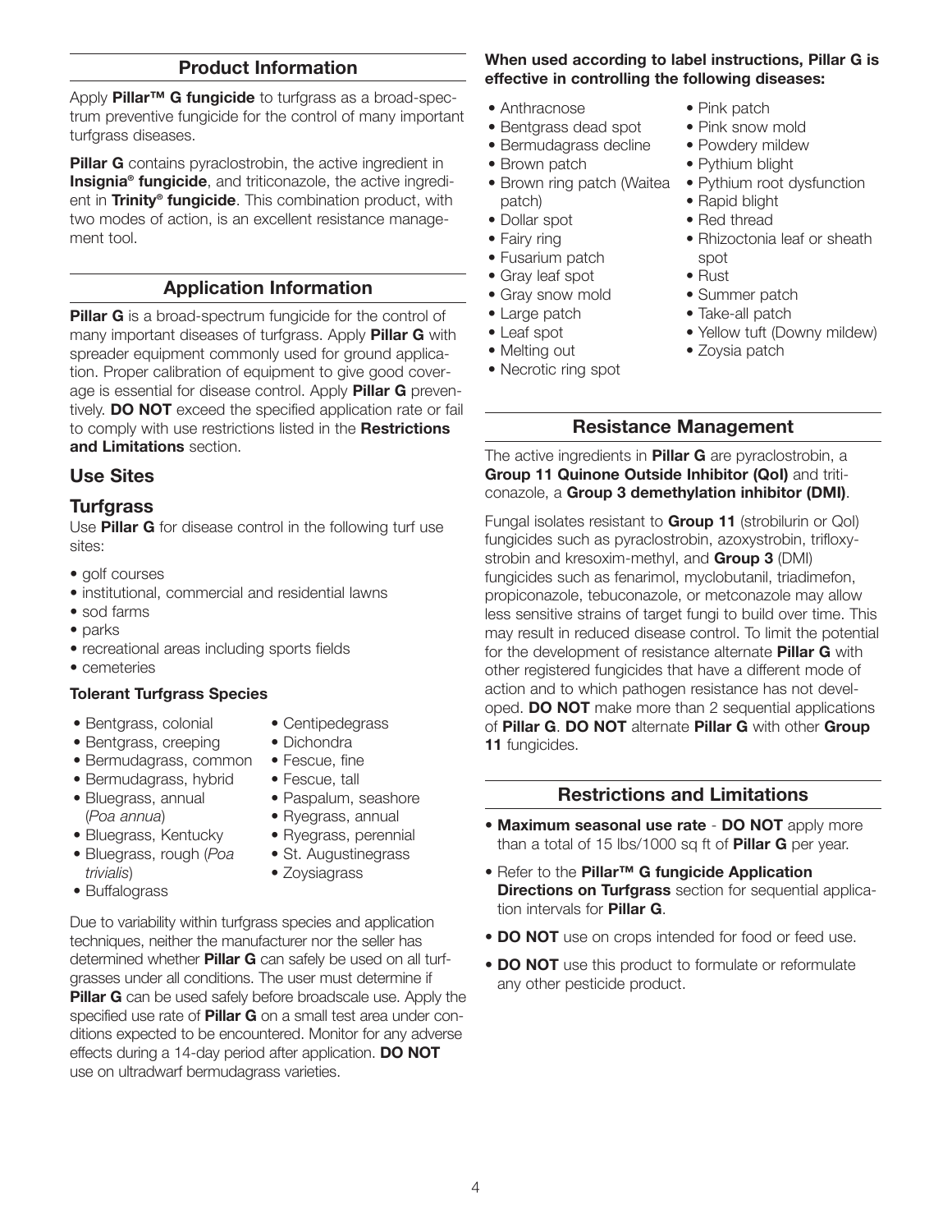## Product Information

Apply **Pillar™ G fungicide** to turfgrass as a broad-spectrum preventive fungicide for the control of many important turfgrass diseases.

**Pillar G** contains pyraclostrobin, the active ingredient in **Insignia® fungicide**, and triticonazole, the active ingredient in **Trinity® fungicide**. This combination product, with two modes of action, is an excellent resistance management tool.

## Application Information

**Pillar G** is a broad-spectrum fungicide for the control of many important diseases of turfgrass. Apply **Pillar G** with spreader equipment commonly used for ground application. Proper calibration of equipment to give good coverage is essential for disease control. Apply **Pillar G** preventively. **DO NOT** exceed the specified application rate or fail to comply with use restrictions listed in the **Restrictions and Limitations** section.

## Use Sites

## Turfgrass

Use **Pillar G** for disease control in the following turf use sites:

- golf courses
- institutional, commercial and residential lawns
- sod farms
- parks
- recreational areas including sports fields
- cemeteries

**Tolerant Turfgrass Species**

- Bentgrass, colonial
- Bentgrass, creeping
- Bermudagrass, common
- Bermudagrass, hybrid
- Bluegrass, annual (*Poa annua*)
- Bluegrass, Kentucky
- Bluegrass, rough (*Poa trivialis*)
- Buffalograss
- Centipedegrass
- Dichondra
- Fescue, fine
- Fescue, tall
- Paspalum, seashore
- Ryegrass, annual
- Ryegrass, perennial
- St. Augustinegrass
- Zoysiagrass

Due to variability within turfgrass species and application techniques, neither the manufacturer nor the seller has determined whether **Pillar G** can safely be used on all turfgrasses under all conditions. The user must determine if **Pillar G** can be used safely before broadscale use. Apply the specified use rate of **Pillar G** on a small test area under conditions expected to be encountered. Monitor for any adverse effects during a 14-day period after application. **DO NOT** use on ultradwarf bermudagrass varieties.

**When used according to label instructions, Pillar G is effective in controlling the following diseases:**

- Anthracnose
- Bentgrass dead spot
- Bermudagrass decline
- Brown patch
- Brown ring patch (Waitea patch)
- Dollar spot
- Fairy ring
- Fusarium patch
- Gray leaf spot
- Gray snow mold
- Large patch
- Leaf spot
- Melting out
- Necrotic ring spot
- Pink patch
- Pink snow mold
- Powdery mildew
- Pythium blight
- Pythium root dysfunction
- Rapid blight
- Red thread
- Rhizoctonia leaf or sheath spot
- Rust
- Summer patch
- Take-all patch
- Yellow tuft (Downy mildew)
- Zoysia patch

## Resistance Management

The active ingredients in **Pillar G** are pyraclostrobin, a **Group 11 Quinone Outside Inhibitor (QoI)** and triticonazole, a **Group 3 demethylation inhibitor (DMI)**.

Fungal isolates resistant to **Group 11** (strobilurin or QoI) fungicides such as pyraclostrobin, azoxystrobin, trifloxystrobin and kresoxim-methyl, and **Group 3** (DMI) fungicides such as fenarimol, myclobutanil, triadimefon, propiconazole, tebuconazole, or metconazole may allow less sensitive strains of target fungi to build over time. This may result in reduced disease control. To limit the potential for the development of resistance alternate **Pillar G** with other registered fungicides that have a different mode of action and to which pathogen resistance has not developed. **DO NOT** make more than 2 sequential applications of **Pillar G**. **DO NOT** alternate **Pillar G** with other **Group 11** fungicides.

## Restrictions and Limitations

- **Maximum seasonal use rate** - **DO NOT** apply more than a total of 15 lbs/1000 sq ft of **Pillar G** per year.
- Refer to the **Pillar™ G fungicide Application Directions on Turfgrass** section for sequential application intervals for **Pillar G**.
- **DO NOT** use on crops intended for food or feed use.
- **DO NOT** use this product to formulate or reformulate any other pesticide product.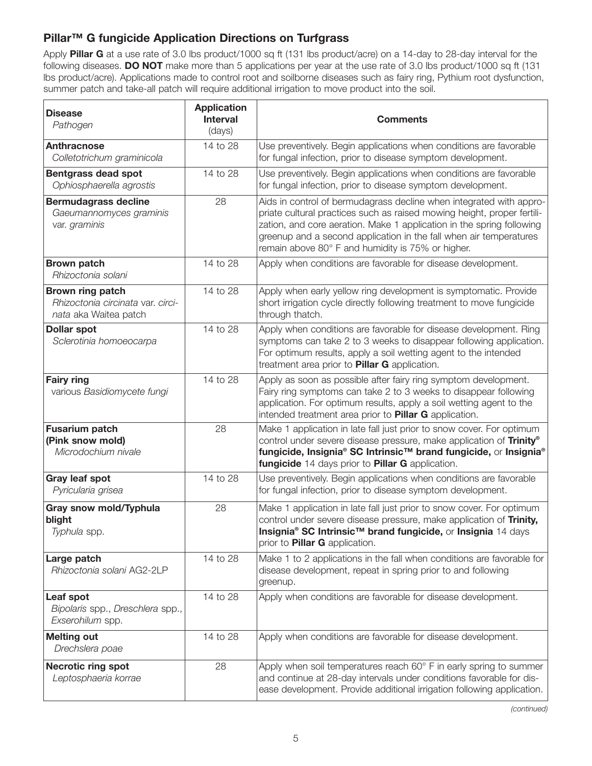## Pillar™ G fungicide Application Directions on Turfgrass

Apply **Pillar G** at a use rate of 3.0 lbs product/1000 sq ft (131 lbs product/acre) on a 14-day to 28-day interval for the following diseases. **DO NOT** make more than 5 applications per year at the use rate of 3.0 lbs product/1000 sq ft (131 lbs product/acre). Applications made to control root and soilborne diseases such as fairy ring, Pythium root dysfunction, summer patch and take-all patch will require additional irrigation to move product into the soil.

| **Disease** *Pathogen* | **Application Interval** (days) | **Comments** |
|---|---|---|
| **Anthracnose** *Colletotrichum graminicola* | 14 to 28 | Use preventively. Begin applications when conditions are favorable for fungal infection, prior to disease symptom development. |
| **Bentgrass dead spot** *Ophiosphaerella agrostis* | 14 to 28 | Use preventively. Begin applications when conditions are favorable for fungal infection, prior to disease symptom development. |
| **Bermudagrass decline** *Gaeumannomyces graminis* var. *graminis* | 28 | Aids in control of bermudagrass decline when integrated with appropriate cultural practices such as raised mowing height, proper fertilization, and core aeration. Make 1 application in the spring following greenup and a second application in the fall when air temperatures remain above 80° F and humidity is 75% or higher. |
| **Brown patch** *Rhizoctonia solani* | 14 to 28 | Apply when conditions are favorable for disease development. |
| **Brown ring patch** *Rhizoctonia circinata* var. *circinata* aka Waitea patch | 14 to 28 | Apply when early yellow ring development is symptomatic. Provide short irrigation cycle directly following treatment to move fungicide through thatch. |
| **Dollar spot** *Sclerotinia homoeocarpa* | 14 to 28 | Apply when conditions are favorable for disease development. Ring symptoms can take 2 to 3 weeks to disappear following application. For optimum results, apply a soil wetting agent to the intended treatment area prior to **Pillar G** application. |
| **Fairy ring** various *Basidiomycete fungi* | 14 to 28 | Apply as soon as possible after fairy ring symptom development. Fairy ring symptoms can take 2 to 3 weeks to disappear following application. For optimum results, apply a soil wetting agent to the intended treatment area prior to **Pillar G** application. |
| **Fusarium patch (Pink snow mold)** *Microdochium nivale* | 28 | Make 1 application in late fall just prior to snow cover. For optimum control under severe disease pressure, make application of **Trinity® fungicide, Insignia® SC Intrinsic™ brand fungicide,** or **Insignia® fungicide** 14 days prior to **Pillar G** application. |
| **Gray leaf spot** *Pyricularia grisea* | 14 to 28 | Use preventively. Begin applications when conditions are favorable for fungal infection, prior to disease symptom development. |
| **Gray snow mold/Typhula blight** *Typhula* spp. | 28 | Make 1 application in late fall just prior to snow cover. For optimum control under severe disease pressure, make application of **Trinity, Insignia® SC Intrinsic™ brand fungicide,** or **Insignia** 14 days prior to **Pillar G** application. |
| **Large patch** *Rhizoctonia solani* AG2-2LP | 14 to 28 | Make 1 to 2 applications in the fall when conditions are favorable for disease development, repeat in spring prior to and following greenup. |
| **Leaf spot** *Bipolaris* spp., *Dreschlera* spp., *Exserohilum* spp. | 14 to 28 | Apply when conditions are favorable for disease development. |
| **Melting out** *Drechslera poae* | 14 to 28 | Apply when conditions are favorable for disease development. |
| **Necrotic ring spot** *Leptosphaeria korrae* | 28 | Apply when soil temperatures reach 60° F in early spring to summer and continue at 28-day intervals under conditions favorable for disease development. Provide additional irrigation following application. |

*(continued)*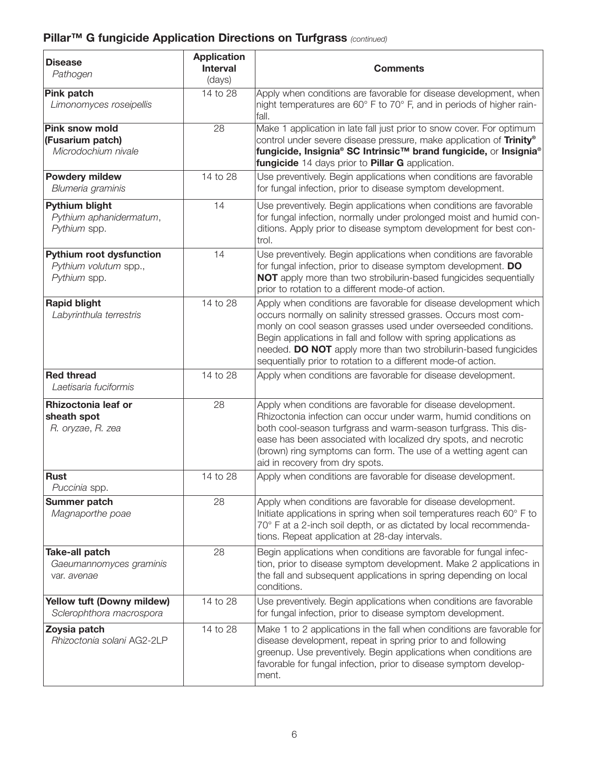## **Pillar™ G fungicide Application Directions on Turfgrass** *(continued)*

| **Disease** *Pathogen* | **Application Interval** (days) | **Comments** |
|---|---|---|
| **Pink patch** *Limonomyces roseipellis* | 14 to 28 | Apply when conditions are favorable for disease development, when night temperatures are 60° F to 70° F, and in periods of higher rainfall. |
| **Pink snow mold (Fusarium patch)** *Microdochium nivale* | 28 | Make 1 application in late fall just prior to snow cover. For optimum control under severe disease pressure, make application of **Trinity® fungicide, Insignia® SC Intrinsic™ brand fungicide,** or **Insignia® fungicide** 14 days prior to **Pillar G** application. |
| **Powdery mildew** *Blumeria graminis* | 14 to 28 | Use preventively. Begin applications when conditions are favorable for fungal infection, prior to disease symptom development. |
| **Pythium blight** *Pythium aphanidermatum*, *Pythium* spp. | 14 | Use preventively. Begin applications when conditions are favorable for fungal infection, normally under prolonged moist and humid conditions. Apply prior to disease symptom development for best control. |
| **Pythium root dysfunction** *Pythium volutum* spp., *Pythium* spp. | 14 | Use preventively. Begin applications when conditions are favorable for fungal infection, prior to disease symptom development. **DO NOT** apply more than two strobilurin-based fungicides sequentially prior to rotation to a different mode-of action. |
| **Rapid blight** *Labyrinthula terrestris* | 14 to 28 | Apply when conditions are favorable for disease development which occurs normally on salinity stressed grasses. Occurs most commonly on cool season grasses used under overseeded conditions. Begin applications in fall and follow with spring applications as needed. **DO NOT** apply more than two strobilurin-based fungicides sequentially prior to rotation to a different mode-of action. |
| **Red thread** *Laetisaria fuciformis* | 14 to 28 | Apply when conditions are favorable for disease development. |
| **Rhizoctonia leaf or sheath spot** *R. oryzae*, *R. zea* | 28 | Apply when conditions are favorable for disease development. Rhizoctonia infection can occur under warm, humid conditions on both cool-season turfgrass and warm-season turfgrass. This disease has been associated with localized dry spots, and necrotic (brown) ring symptoms can form. The use of a wetting agent can aid in recovery from dry spots. |
| **Rust** *Puccinia* spp. | 14 to 28 | Apply when conditions are favorable for disease development. |
| **Summer patch** *Magnaporthe poae* | 28 | Apply when conditions are favorable for disease development. Initiate applications in spring when soil temperatures reach 60° F to 70° F at a 2-inch soil depth, or as dictated by local recommendations. Repeat application at 28-day intervals. |
| **Take-all patch** *Gaeumannomyces graminis* var. *avenae* | 28 | Begin applications when conditions are favorable for fungal infection, prior to disease symptom development. Make 2 applications in the fall and subsequent applications in spring depending on local conditions. |
| **Yellow tuft (Downy mildew)** *Sclerophthora macrospora* | 14 to 28 | Use preventively. Begin applications when conditions are favorable for fungal infection, prior to disease symptom development. |
| **Zoysia patch** *Rhizoctonia solani* AG2-2LP | 14 to 28 | Make 1 to 2 applications in the fall when conditions are favorable for disease development, repeat in spring prior to and following greenup. Use preventively. Begin applications when conditions are favorable for fungal infection, prior to disease symptom development. |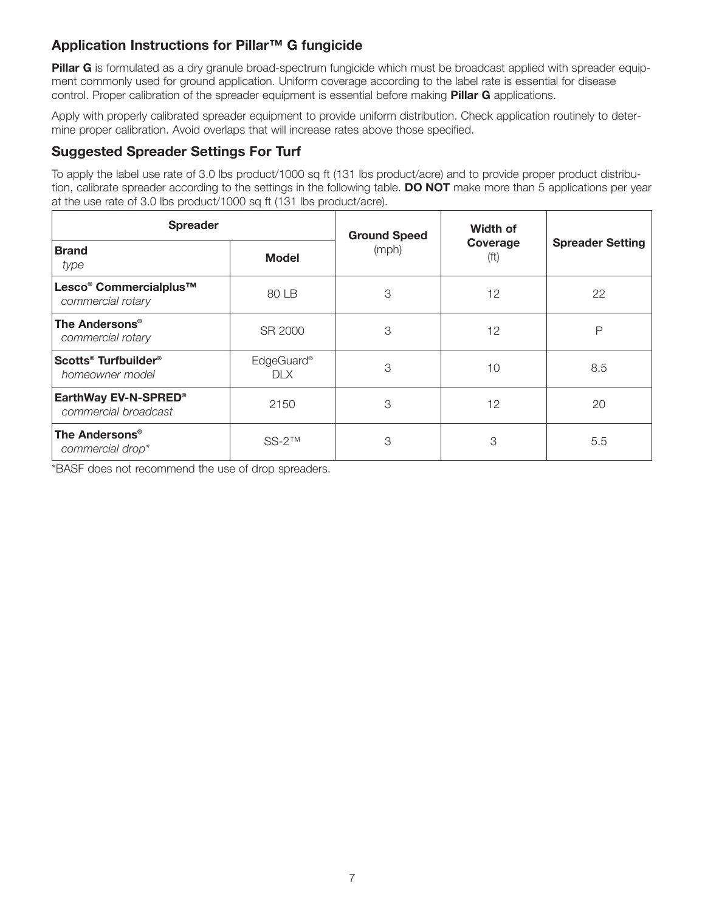## Application Instructions for Pillar™ G fungicide

**Pillar G** is formulated as a dry granule broad-spectrum fungicide which must be broadcast applied with spreader equipment commonly used for ground application. Uniform coverage according to the label rate is essential for disease control. Proper calibration of the spreader equipment is essential before making **Pillar G** applications.

Apply with properly calibrated spreader equipment to provide uniform distribution. Check application routinely to determine proper calibration. Avoid overlaps that will increase rates above those specified.

## Suggested Spreader Settings For Turf

To apply the label use rate of 3.0 lbs product/1000 sq ft (131 lbs product/acre) and to provide proper product distribution, calibrate spreader according to the settings in the following table. **DO NOT** make more than 5 applications per year at the use rate of 3.0 lbs product/1000 sq ft (131 lbs product/acre).

| **Spreader** | | **Ground Speed** (mph) | **Width of Coverage** (ft) | **Spreader Setting** |
|---|---|---|---|---|
| **Brand** *type* | **Model** | | | |
| **Lesco® Commercialplus™** *commercial rotary* | 80 LB | 3 | 12 | 22 |
| **The Andersons®** *commercial rotary* | SR 2000 | 3 | 12 | P |
| **Scotts® Turfbuilder®** *homeowner model* | EdgeGuard® DLX | 3 | 10 | 8.5 |
| **EarthWay EV-N-SPRED®** *commercial broadcast* | 2150 | 3 | 12 | 20 |
| **The Andersons®** *commercial drop** | SS-2™ | 3 | 3 | 5.5 |

*BASF does not recommend the use of drop spreaders.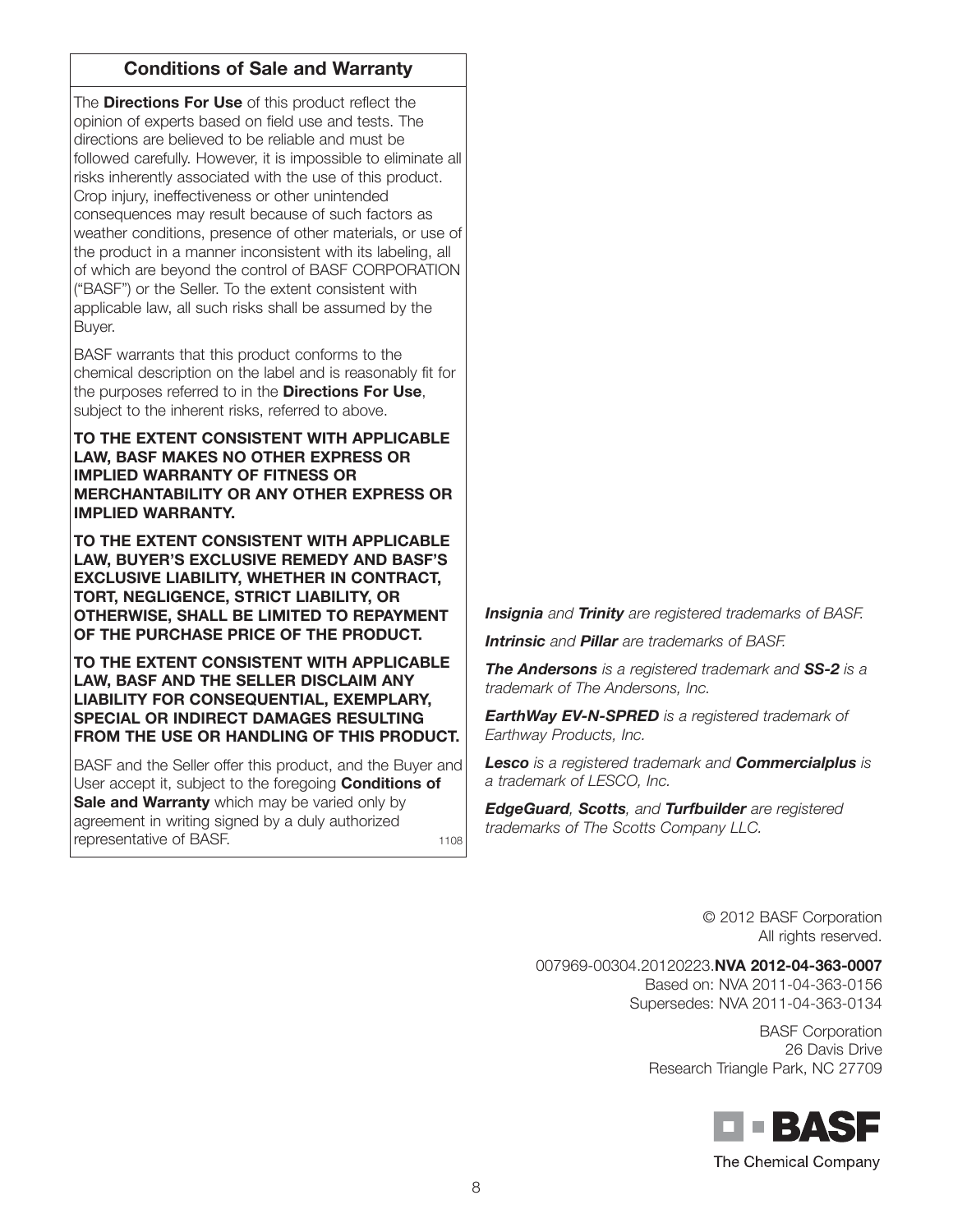## Conditions of Sale and Warranty

The **Directions For Use** of this product reflect the opinion of experts based on field use and tests. The directions are believed to be reliable and must be followed carefully. However, it is impossible to eliminate all risks inherently associated with the use of this product. Crop injury, ineffectiveness or other unintended consequences may result because of such factors as weather conditions, presence of other materials, or use of the product in a manner inconsistent with its labeling, all of which are beyond the control of BASF CORPORATION ("BASF") or the Seller. To the extent consistent with applicable law, all such risks shall be assumed by the Buyer.

BASF warrants that this product conforms to the chemical description on the label and is reasonably fit for the purposes referred to in the **Directions For Use**, subject to the inherent risks, referred to above.

**TO THE EXTENT CONSISTENT WITH APPLICABLE LAW, BASF MAKES NO OTHER EXPRESS OR IMPLIED WARRANTY OF FITNESS OR MERCHANTABILITY OR ANY OTHER EXPRESS OR IMPLIED WARRANTY.**

**TO THE EXTENT CONSISTENT WITH APPLICABLE LAW, BUYER'S EXCLUSIVE REMEDY AND BASF'S EXCLUSIVE LIABILITY, WHETHER IN CONTRACT, TORT, NEGLIGENCE, STRICT LIABILITY, OR OTHERWISE, SHALL BE LIMITED TO REPAYMENT OF THE PURCHASE PRICE OF THE PRODUCT.**

**TO THE EXTENT CONSISTENT WITH APPLICABLE LAW, BASF AND THE SELLER DISCLAIM ANY LIABILITY FOR CONSEQUENTIAL, EXEMPLARY, SPECIAL OR INDIRECT DAMAGES RESULTING FROM THE USE OR HANDLING OF THIS PRODUCT.**

BASF and the Seller offer this product, and the Buyer and User accept it, subject to the foregoing **Conditions of Sale and Warranty** which may be varied only by agreement in writing signed by a duly authorized representative of BASF. 1108

***Insignia*** *and* ***Trinity*** *are registered trademarks of BASF.*

***Intrinsic*** *and* ***Pillar*** *are trademarks of BASF.*

***The Andersons*** *is a registered trademark and* ***SS-2*** *is a trademark of The Andersons, Inc.*

***EarthWay EV-N-SPRED*** *is a registered trademark of Earthway Products, Inc.*

***Lesco*** *is a registered trademark and* ***Commercialplus*** *is a trademark of LESCO, Inc.*

***EdgeGuard*****,** ***Scotts*****,** *and* ***Turfbuilder*** *are registered trademarks of The Scotts Company LLC.*

© 2012 BASF Corporation
All rights reserved.

007969-00304.20120223.**NVA 2012-04-363-0007**
Based on: NVA 2011-04-363-0156
Supersedes: NVA 2011-04-363-0134

BASF Corporation
26 Davis Drive
Research Triangle Park, NC 27709

BASF
The Chemical Company